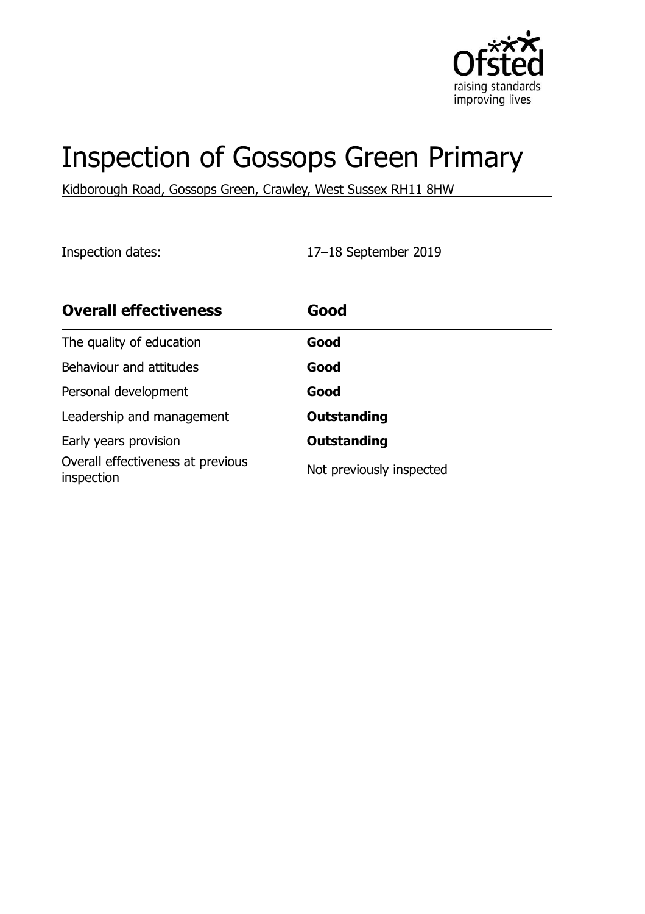# Inspection of Gossops Green Primary

Kidborough Road, Gossops Green, Crawley, West Sussex RH11 8HW

Inspection dates: 17–18 September 2019

| Overall effectiveness | Good |
| --- | --- |
| The quality of education | **Good** |
| Behaviour and attitudes | **Good** |
| Personal development | **Good** |
| Leadership and management | **Outstanding** |
| Early years provision | **Outstanding** |
| Overall effectiveness at previous inspection | Not previously inspected |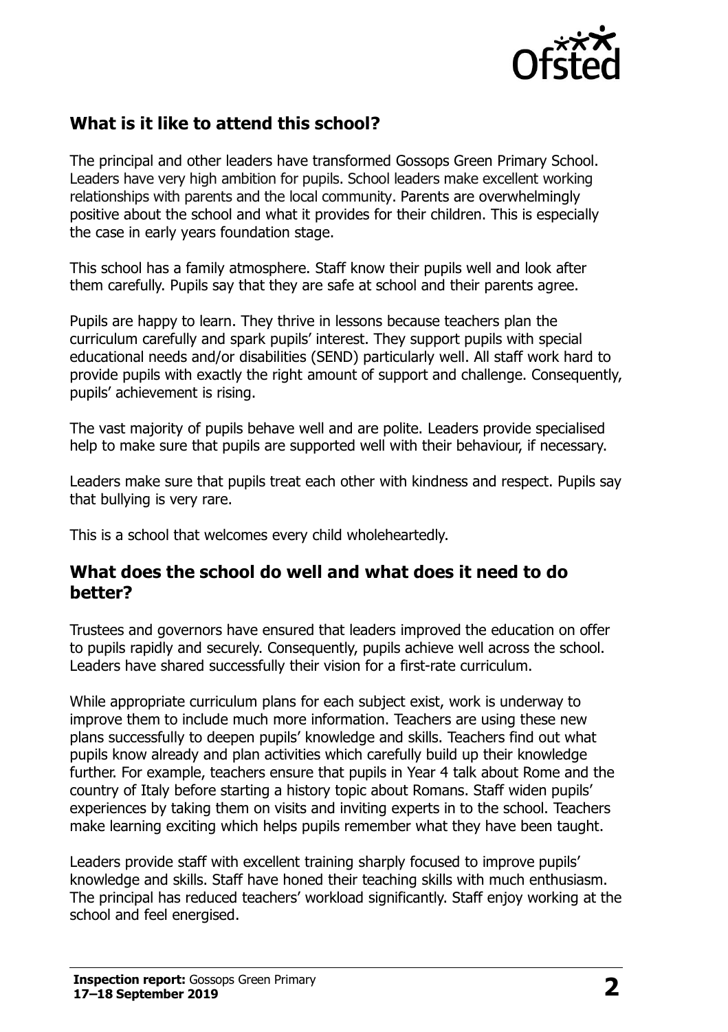## What is it like to attend this school?

The principal and other leaders have transformed Gossops Green Primary School. Leaders have very high ambition for pupils. School leaders make excellent working relationships with parents and the local community. Parents are overwhelmingly positive about the school and what it provides for their children. This is especially the case in early years foundation stage.

This school has a family atmosphere. Staff know their pupils well and look after them carefully. Pupils say that they are safe at school and their parents agree.

Pupils are happy to learn. They thrive in lessons because teachers plan the curriculum carefully and spark pupils' interest. They support pupils with special educational needs and/or disabilities (SEND) particularly well. All staff work hard to provide pupils with exactly the right amount of support and challenge. Consequently, pupils' achievement is rising.

The vast majority of pupils behave well and are polite. Leaders provide specialised help to make sure that pupils are supported well with their behaviour, if necessary.

Leaders make sure that pupils treat each other with kindness and respect. Pupils say that bullying is very rare.

This is a school that welcomes every child wholeheartedly.

## What does the school do well and what does it need to do better?

Trustees and governors have ensured that leaders improved the education on offer to pupils rapidly and securely. Consequently, pupils achieve well across the school. Leaders have shared successfully their vision for a first-rate curriculum.

While appropriate curriculum plans for each subject exist, work is underway to improve them to include much more information. Teachers are using these new plans successfully to deepen pupils' knowledge and skills. Teachers find out what pupils know already and plan activities which carefully build up their knowledge further. For example, teachers ensure that pupils in Year 4 talk about Rome and the country of Italy before starting a history topic about Romans. Staff widen pupils' experiences by taking them on visits and inviting experts in to the school. Teachers make learning exciting which helps pupils remember what they have been taught.

Leaders provide staff with excellent training sharply focused to improve pupils' knowledge and skills. Staff have honed their teaching skills with much enthusiasm. The principal has reduced teachers' workload significantly. Staff enjoy working at the school and feel energised.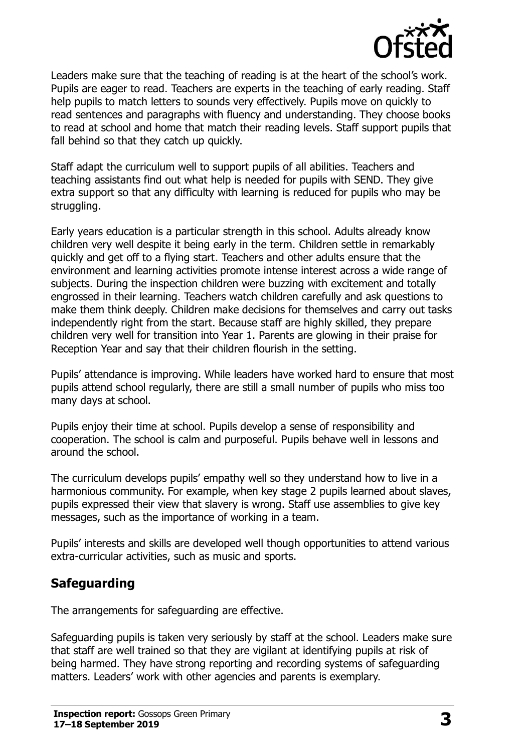Leaders make sure that the teaching of reading is at the heart of the school's work. Pupils are eager to read. Teachers are experts in the teaching of early reading. Staff help pupils to match letters to sounds very effectively. Pupils move on quickly to read sentences and paragraphs with fluency and understanding. They choose books to read at school and home that match their reading levels. Staff support pupils that fall behind so that they catch up quickly.

Staff adapt the curriculum well to support pupils of all abilities. Teachers and teaching assistants find out what help is needed for pupils with SEND. They give extra support so that any difficulty with learning is reduced for pupils who may be struggling.

Early years education is a particular strength in this school. Adults already know children very well despite it being early in the term. Children settle in remarkably quickly and get off to a flying start. Teachers and other adults ensure that the environment and learning activities promote intense interest across a wide range of subjects. During the inspection children were buzzing with excitement and totally engrossed in their learning. Teachers watch children carefully and ask questions to make them think deeply. Children make decisions for themselves and carry out tasks independently right from the start. Because staff are highly skilled, they prepare children very well for transition into Year 1. Parents are glowing in their praise for Reception Year and say that their children flourish in the setting.

Pupils' attendance is improving. While leaders have worked hard to ensure that most pupils attend school regularly, there are still a small number of pupils who miss too many days at school.

Pupils enjoy their time at school. Pupils develop a sense of responsibility and cooperation. The school is calm and purposeful. Pupils behave well in lessons and around the school.

The curriculum develops pupils' empathy well so they understand how to live in a harmonious community. For example, when key stage 2 pupils learned about slaves, pupils expressed their view that slavery is wrong. Staff use assemblies to give key messages, such as the importance of working in a team.

Pupils' interests and skills are developed well though opportunities to attend various extra-curricular activities, such as music and sports.

## Safeguarding

The arrangements for safeguarding are effective.

Safeguarding pupils is taken very seriously by staff at the school. Leaders make sure that staff are well trained so that they are vigilant at identifying pupils at risk of being harmed. They have strong reporting and recording systems of safeguarding matters. Leaders' work with other agencies and parents is exemplary.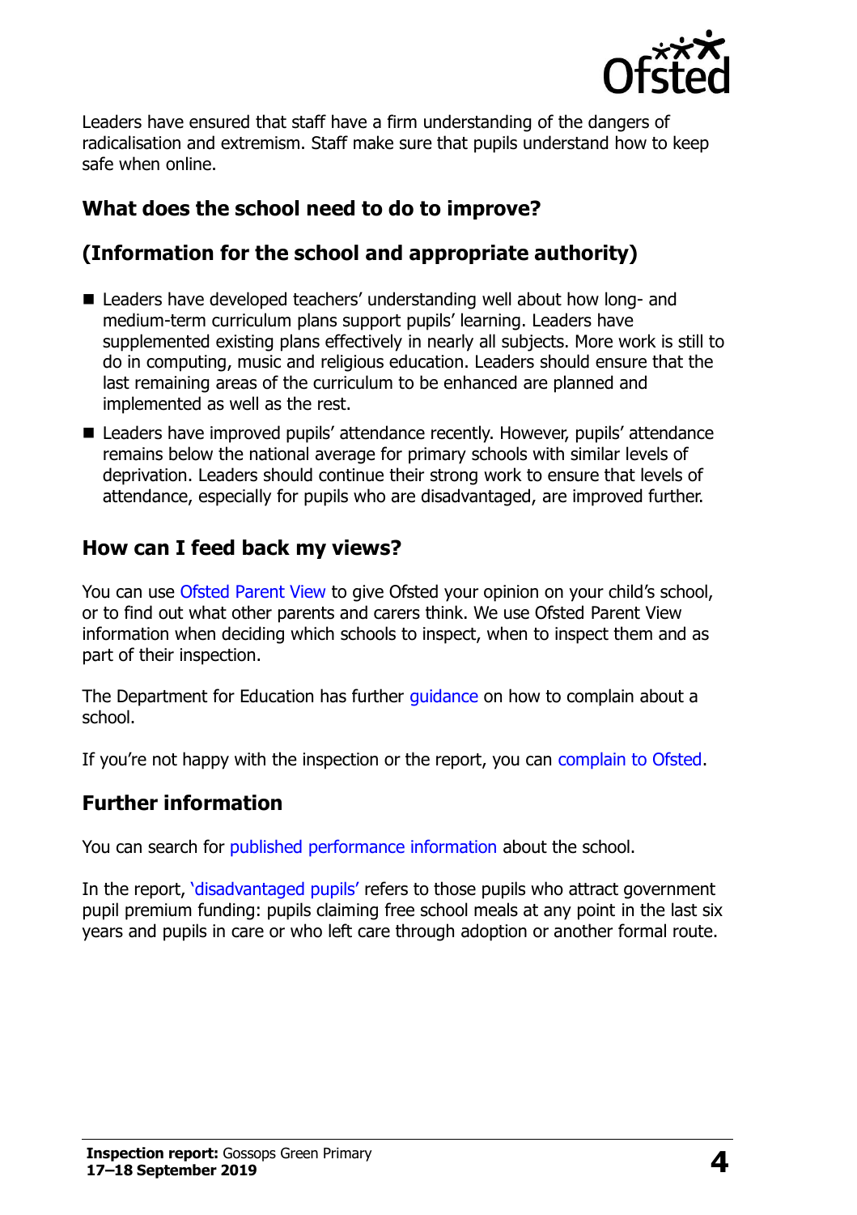Leaders have ensured that staff have a firm understanding of the dangers of radicalisation and extremism. Staff make sure that pupils understand how to keep safe when online.

## What does the school need to do to improve?

## (Information for the school and appropriate authority)

- Leaders have developed teachers' understanding well about how long- and medium-term curriculum plans support pupils' learning. Leaders have supplemented existing plans effectively in nearly all subjects. More work is still to do in computing, music and religious education. Leaders should ensure that the last remaining areas of the curriculum to be enhanced are planned and implemented as well as the rest.
- Leaders have improved pupils' attendance recently. However, pupils' attendance remains below the national average for primary schools with similar levels of deprivation. Leaders should continue their strong work to ensure that levels of attendance, especially for pupils who are disadvantaged, are improved further.

## How can I feed back my views?

You can use Ofsted Parent View to give Ofsted your opinion on your child's school, or to find out what other parents and carers think. We use Ofsted Parent View information when deciding which schools to inspect, when to inspect them and as part of their inspection.

The Department for Education has further guidance on how to complain about a school.

If you're not happy with the inspection or the report, you can complain to Ofsted.

## Further information

You can search for published performance information about the school.

In the report, 'disadvantaged pupils' refers to those pupils who attract government pupil premium funding: pupils claiming free school meals at any point in the last six years and pupils in care or who left care through adoption or another formal route.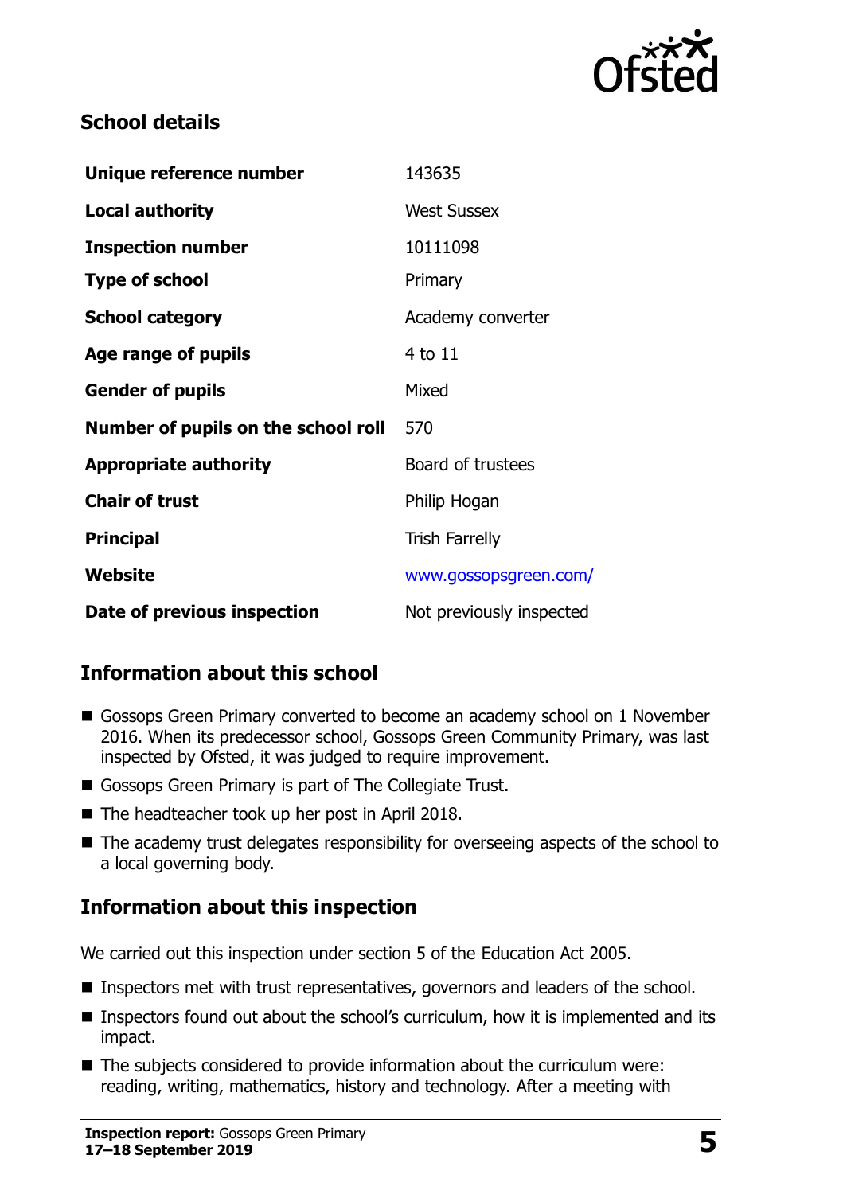## School details

| | |
|---|---|
| **Unique reference number** | 143635 |
| **Local authority** | West Sussex |
| **Inspection number** | 10111098 |
| **Type of school** | Primary |
| **School category** | Academy converter |
| **Age range of pupils** | 4 to 11 |
| **Gender of pupils** | Mixed |
| **Number of pupils on the school roll** | 570 |
| **Appropriate authority** | Board of trustees |
| **Chair of trust** | Philip Hogan |
| **Principal** | Trish Farrelly |
| **Website** | www.gossopsgreen.com/ |
| **Date of previous inspection** | Not previously inspected |

## Information about this school

- Gossops Green Primary converted to become an academy school on 1 November 2016. When its predecessor school, Gossops Green Community Primary, was last inspected by Ofsted, it was judged to require improvement.
- Gossops Green Primary is part of The Collegiate Trust.
- The headteacher took up her post in April 2018.
- The academy trust delegates responsibility for overseeing aspects of the school to a local governing body.

## Information about this inspection

We carried out this inspection under section 5 of the Education Act 2005.

- Inspectors met with trust representatives, governors and leaders of the school.
- Inspectors found out about the school's curriculum, how it is implemented and its impact.
- The subjects considered to provide information about the curriculum were: reading, writing, mathematics, history and technology. After a meeting with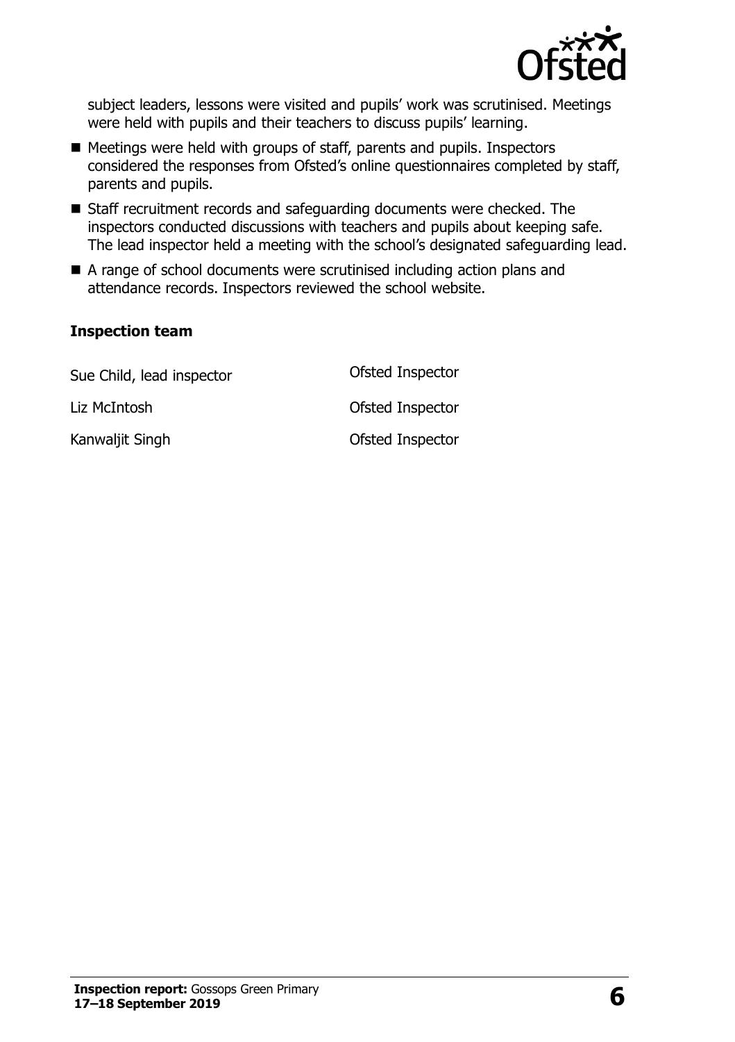subject leaders, lessons were visited and pupils' work was scrutinised. Meetings were held with pupils and their teachers to discuss pupils' learning.

- Meetings were held with groups of staff, parents and pupils. Inspectors considered the responses from Ofsted's online questionnaires completed by staff, parents and pupils.
- Staff recruitment records and safeguarding documents were checked. The inspectors conducted discussions with teachers and pupils about keeping safe. The lead inspector held a meeting with the school's designated safeguarding lead.
- A range of school documents were scrutinised including action plans and attendance records. Inspectors reviewed the school website.

### Inspection team

| | |
|---|---|
| Sue Child, lead inspector | Ofsted Inspector |
| Liz McIntosh | Ofsted Inspector |
| Kanwaljit Singh | Ofsted Inspector |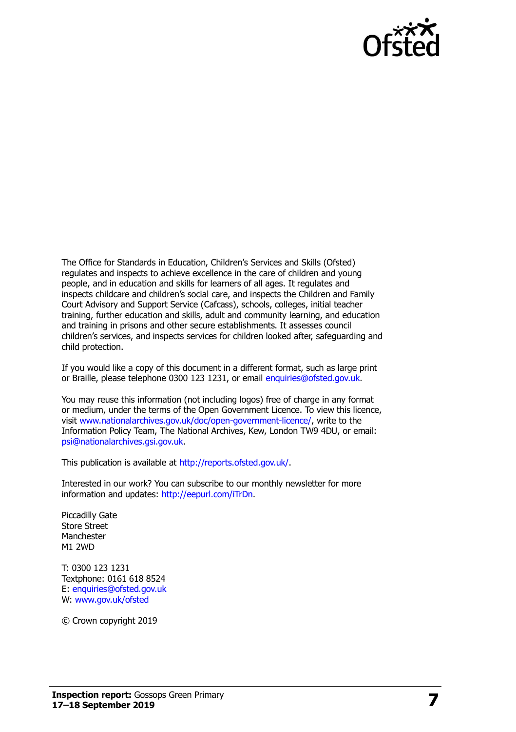The Office for Standards in Education, Children's Services and Skills (Ofsted) regulates and inspects to achieve excellence in the care of children and young people, and in education and skills for learners of all ages. It regulates and inspects childcare and children's social care, and inspects the Children and Family Court Advisory and Support Service (Cafcass), schools, colleges, initial teacher training, further education and skills, adult and community learning, and education and training in prisons and other secure establishments. It assesses council children's services, and inspects services for children looked after, safeguarding and child protection.

If you would like a copy of this document in a different format, such as large print or Braille, please telephone 0300 123 1231, or email enquiries@ofsted.gov.uk.

You may reuse this information (not including logos) free of charge in any format or medium, under the terms of the Open Government Licence. To view this licence, visit www.nationalarchives.gov.uk/doc/open-government-licence/, write to the Information Policy Team, The National Archives, Kew, London TW9 4DU, or email: psi@nationalarchives.gsi.gov.uk.

This publication is available at http://reports.ofsted.gov.uk/.

Interested in our work? You can subscribe to our monthly newsletter for more information and updates: http://eepurl.com/iTrDn.

Piccadilly Gate
Store Street
Manchester
M1 2WD

T: 0300 123 1231
Textphone: 0161 618 8524
E: enquiries@ofsted.gov.uk
W: www.gov.uk/ofsted

© Crown copyright 2019